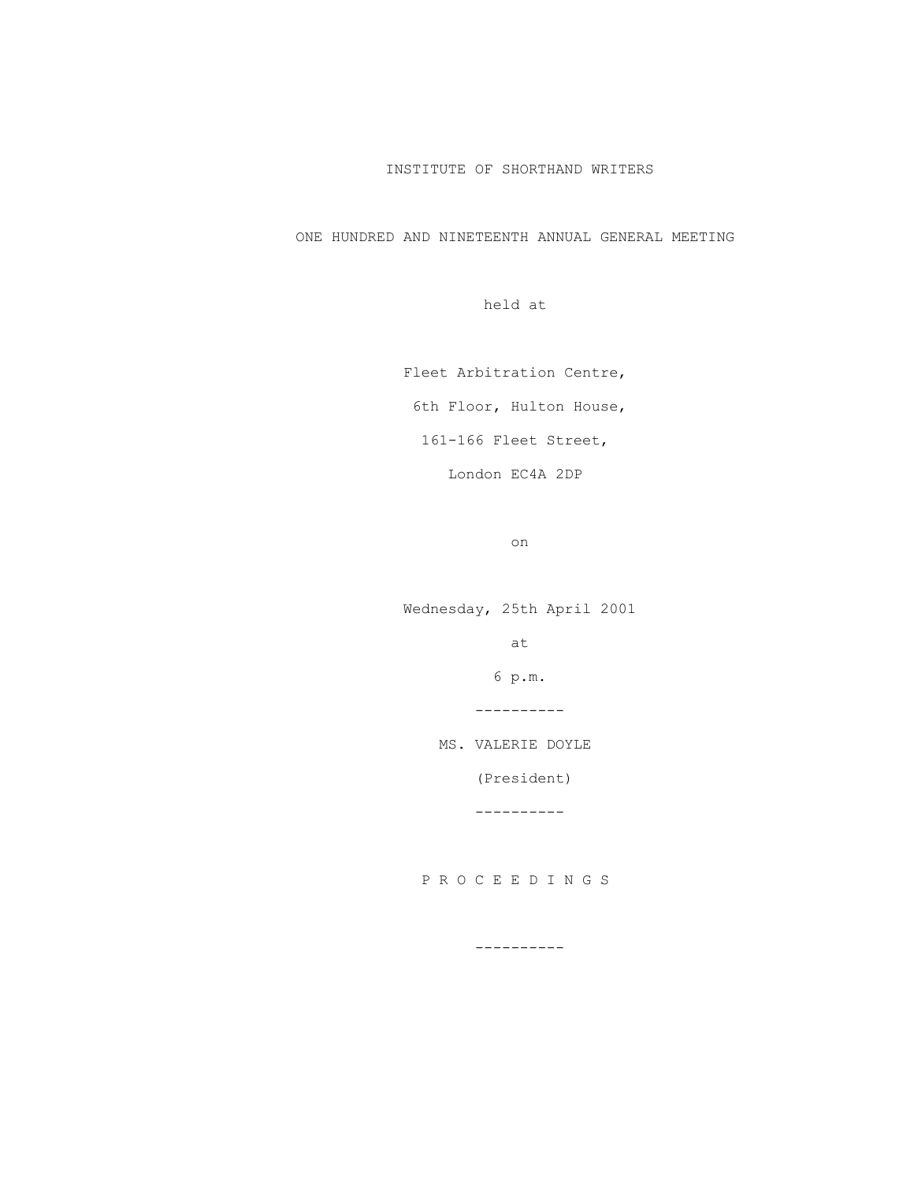# INSTITUTE OF SHORTHAND WRITERS

## ONE HUNDRED AND NINETEENTH ANNUAL GENERAL MEETING

held at

Fleet Arbitration Centre,

6th Floor, Hulton House,

161-166 Fleet Street,

London EC4A 2DP

on

Wednesday, 25th April 2001

at

6 p.m.

----------

MS. VALERIE DOYLE

(President)

----------

P R O C E E D I N G S

----------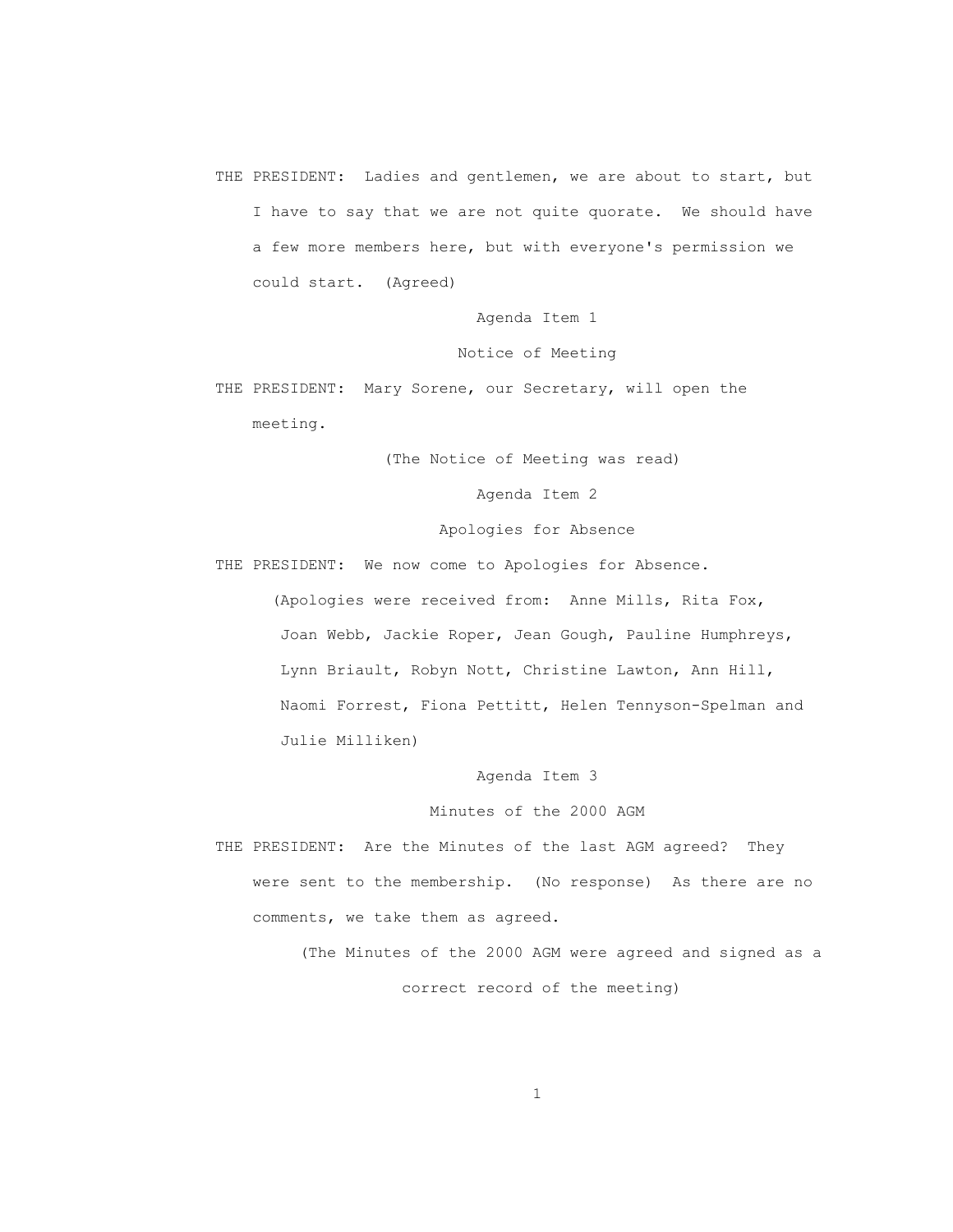THE PRESIDENT: Ladies and gentlemen, we are about to start, but I have to say that we are not quite quorate. We should have a few more members here, but with everyone's permission we could start. (Agreed)

Agenda Item 1

Notice of Meeting

THE PRESIDENT: Mary Sorene, our Secretary, will open the meeting.

(The Notice of Meeting was read)

Agenda Item 2

Apologies for Absence

THE PRESIDENT: We now come to Apologies for Absence.

(Apologies were received from: Anne Mills, Rita Fox, Joan Webb, Jackie Roper, Jean Gough, Pauline Humphreys, Lynn Briault, Robyn Nott, Christine Lawton, Ann Hill, Naomi Forrest, Fiona Pettitt, Helen Tennyson-Spelman and Julie Milliken)

Agenda Item 3

Minutes of the 2000 AGM

THE PRESIDENT: Are the Minutes of the last AGM agreed? They were sent to the membership. (No response) As there are no comments, we take them as agreed.

(The Minutes of the 2000 AGM were agreed and signed as a correct record of the meeting)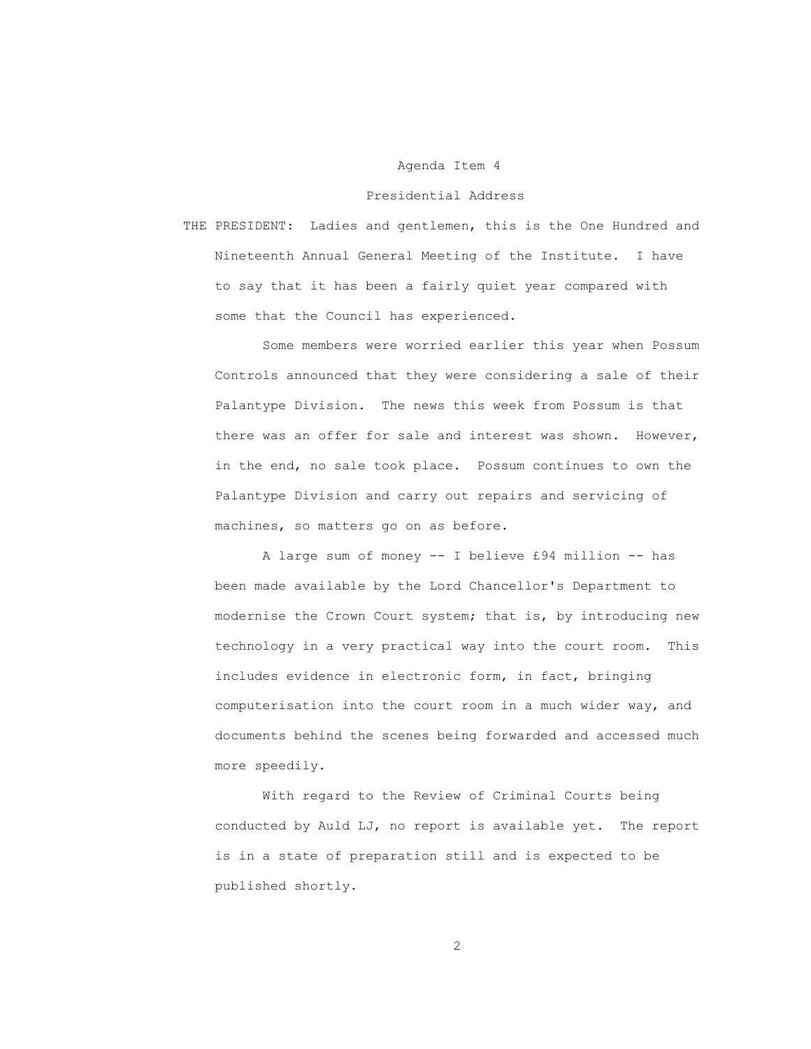Agenda Item 4

Presidential Address

THE PRESIDENT: Ladies and gentlemen, this is the One Hundred and Nineteenth Annual General Meeting of the Institute. I have to say that it has been a fairly quiet year compared with some that the Council has experienced.

Some members were worried earlier this year when Possum Controls announced that they were considering a sale of their Palantype Division. The news this week from Possum is that there was an offer for sale and interest was shown. However, in the end, no sale took place. Possum continues to own the Palantype Division and carry out repairs and servicing of machines, so matters go on as before.

A large sum of money -- I believe £94 million -- has been made available by the Lord Chancellor's Department to modernise the Crown Court system; that is, by introducing new technology in a very practical way into the court room. This includes evidence in electronic form, in fact, bringing computerisation into the court room in a much wider way, and documents behind the scenes being forwarded and accessed much more speedily.

With regard to the Review of Criminal Courts being conducted by Auld LJ, no report is available yet. The report is in a state of preparation still and is expected to be published shortly.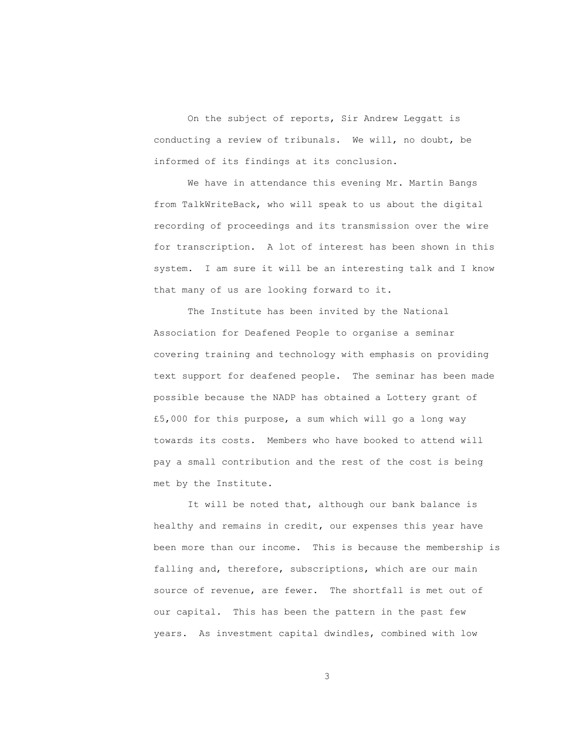On the subject of reports, Sir Andrew Leggatt is conducting a review of tribunals. We will, no doubt, be informed of its findings at its conclusion.

We have in attendance this evening Mr. Martin Bangs from TalkWriteBack, who will speak to us about the digital recording of proceedings and its transmission over the wire for transcription. A lot of interest has been shown in this system. I am sure it will be an interesting talk and I know that many of us are looking forward to it.

The Institute has been invited by the National Association for Deafened People to organise a seminar covering training and technology with emphasis on providing text support for deafened people. The seminar has been made possible because the NADP has obtained a Lottery grant of £5,000 for this purpose, a sum which will go a long way towards its costs. Members who have booked to attend will pay a small contribution and the rest of the cost is being met by the Institute.

It will be noted that, although our bank balance is healthy and remains in credit, our expenses this year have been more than our income. This is because the membership is falling and, therefore, subscriptions, which are our main source of revenue, are fewer. The shortfall is met out of our capital. This has been the pattern in the past few years. As investment capital dwindles, combined with low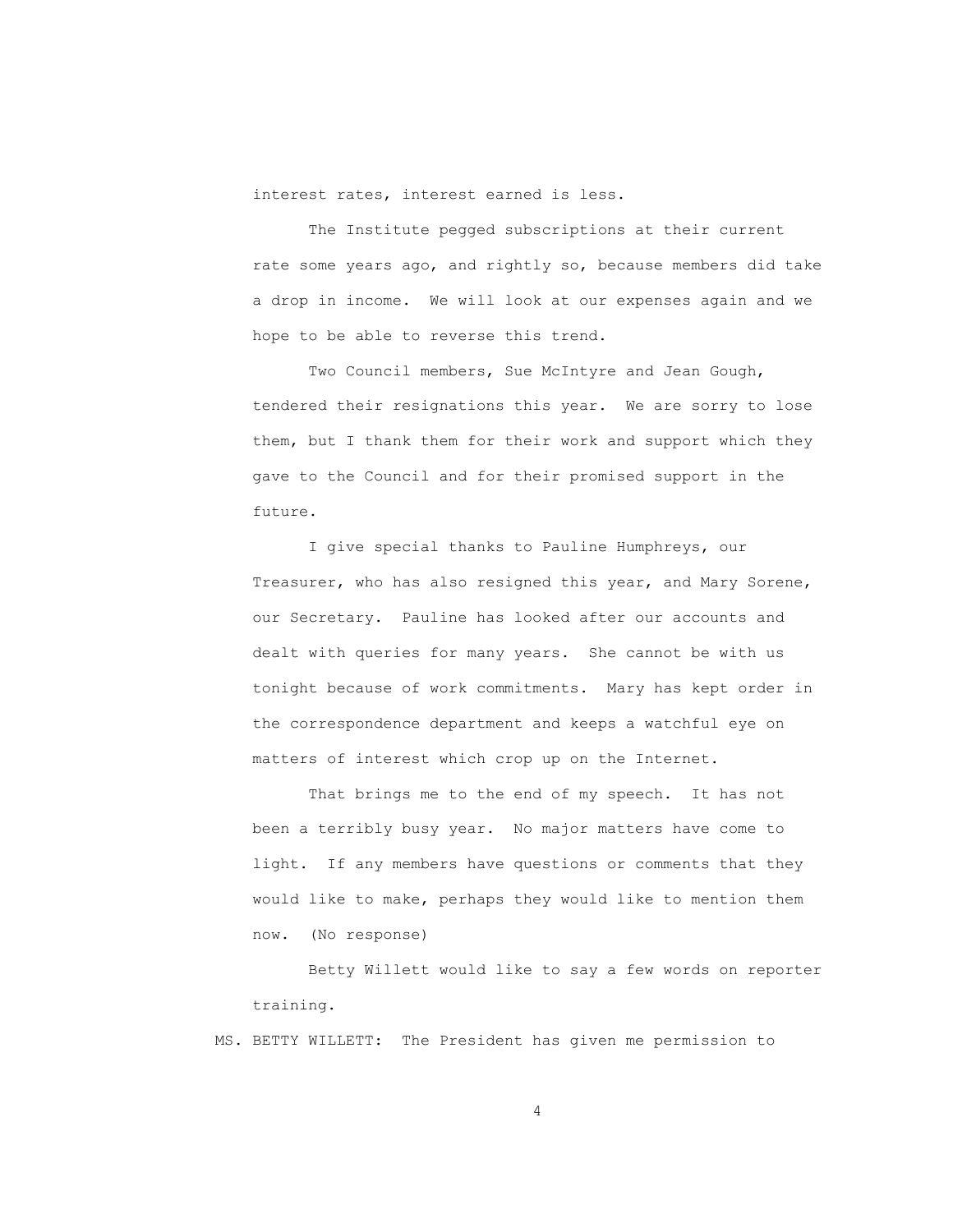interest rates, interest earned is less.

The Institute pegged subscriptions at their current rate some years ago, and rightly so, because members did take a drop in income. We will look at our expenses again and we hope to be able to reverse this trend.

Two Council members, Sue McIntyre and Jean Gough, tendered their resignations this year. We are sorry to lose them, but I thank them for their work and support which they gave to the Council and for their promised support in the future.

I give special thanks to Pauline Humphreys, our Treasurer, who has also resigned this year, and Mary Sorene, our Secretary. Pauline has looked after our accounts and dealt with queries for many years. She cannot be with us tonight because of work commitments. Mary has kept order in the correspondence department and keeps a watchful eye on matters of interest which crop up on the Internet.

That brings me to the end of my speech. It has not been a terribly busy year. No major matters have come to light. If any members have questions or comments that they would like to make, perhaps they would like to mention them now. (No response)

Betty Willett would like to say a few words on reporter training.

MS. BETTY WILLETT: The President has given me permission to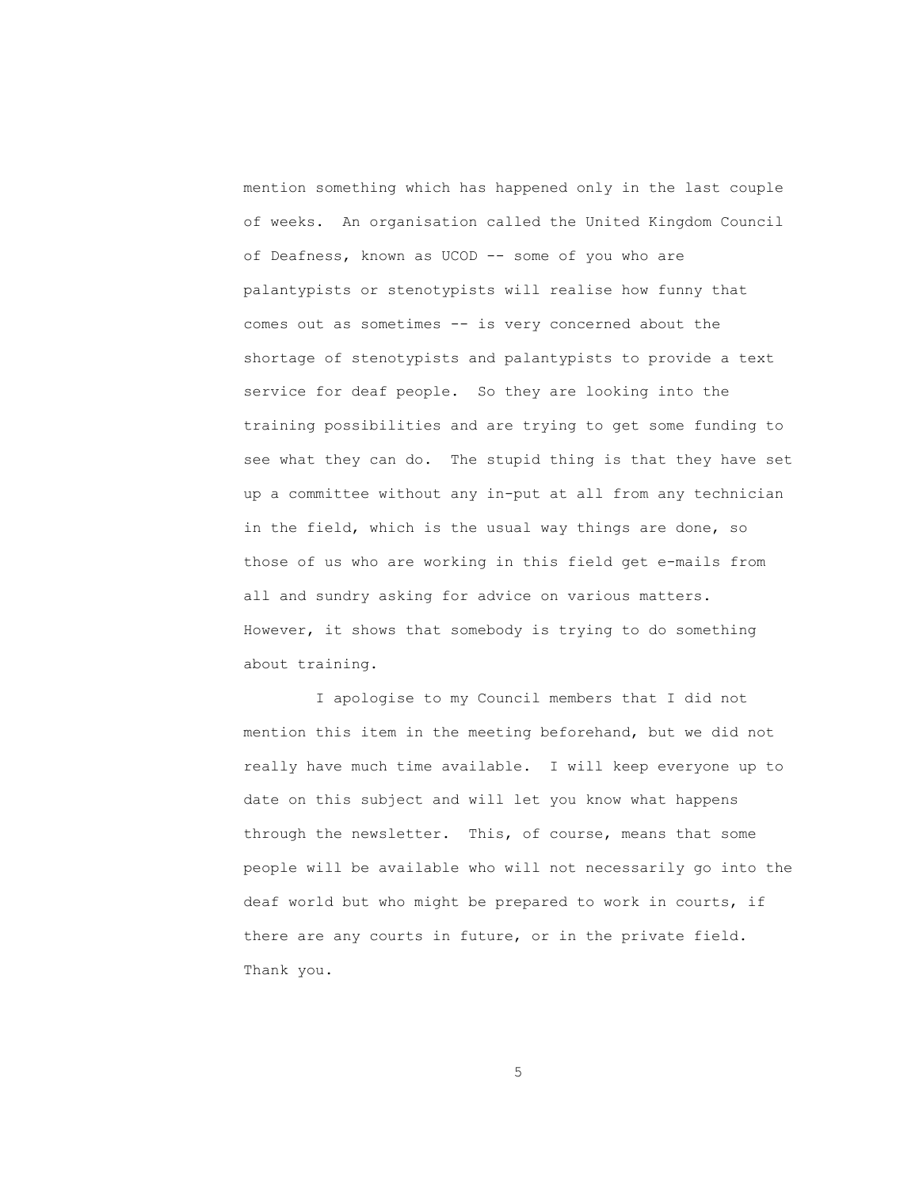mention something which has happened only in the last couple of weeks. An organisation called the United Kingdom Council of Deafness, known as UCOD -- some of you who are palantypists or stenotypists will realise how funny that comes out as sometimes -- is very concerned about the shortage of stenotypists and palantypists to provide a text service for deaf people. So they are looking into the training possibilities and are trying to get some funding to see what they can do. The stupid thing is that they have set up a committee without any in-put at all from any technician in the field, which is the usual way things are done, so those of us who are working in this field get e-mails from all and sundry asking for advice on various matters. However, it shows that somebody is trying to do something about training.

I apologise to my Council members that I did not mention this item in the meeting beforehand, but we did not really have much time available. I will keep everyone up to date on this subject and will let you know what happens through the newsletter. This, of course, means that some people will be available who will not necessarily go into the deaf world but who might be prepared to work in courts, if there are any courts in future, or in the private field. Thank you.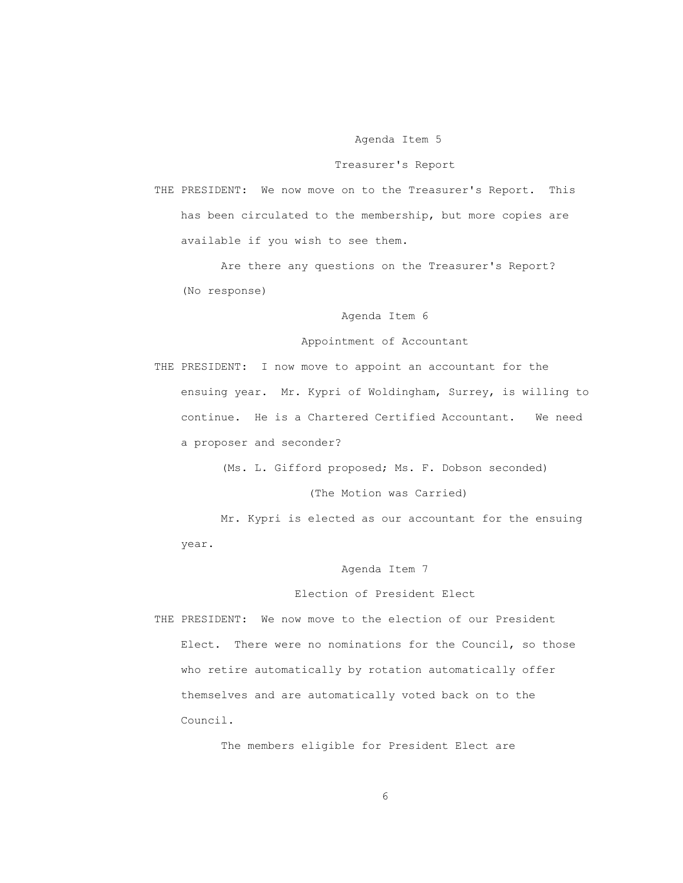## Agenda Item 5

## Treasurer's Report

THE PRESIDENT: We now move on to the Treasurer's Report. This has been circulated to the membership, but more copies are available if you wish to see them.

Are there any questions on the Treasurer's Report? (No response)

## Agenda Item 6

## Appointment of Accountant

THE PRESIDENT: I now move to appoint an accountant for the ensuing year. Mr. Kypri of Woldingham, Surrey, is willing to continue. He is a Chartered Certified Accountant. We need a proposer and seconder?

(Ms. L. Gifford proposed; Ms. F. Dobson seconded)

(The Motion was Carried)

Mr. Kypri is elected as our accountant for the ensuing year.

## Agenda Item 7

## Election of President Elect

THE PRESIDENT: We now move to the election of our President Elect. There were no nominations for the Council, so those who retire automatically by rotation automatically offer themselves and are automatically voted back on to the Council.

The members eligible for President Elect are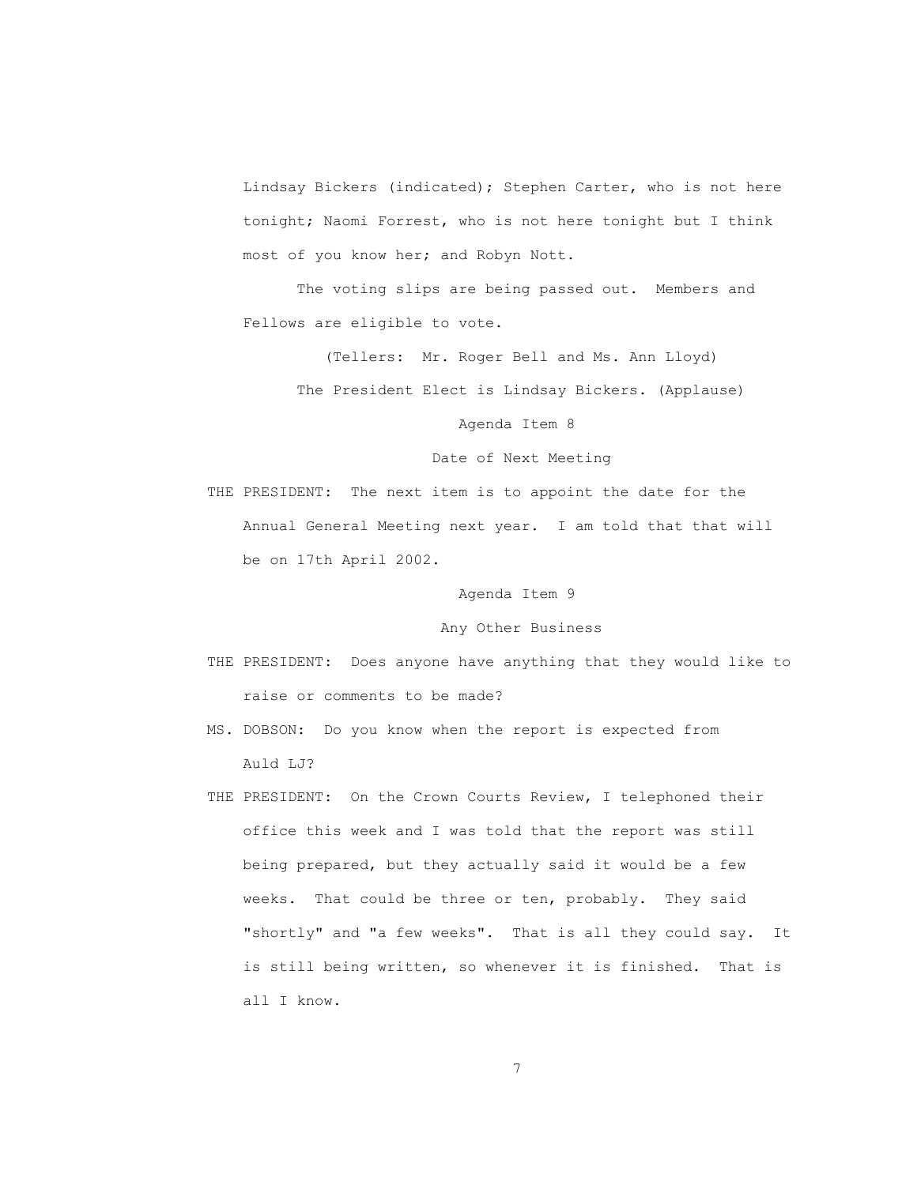Lindsay Bickers (indicated); Stephen Carter, who is not here tonight; Naomi Forrest, who is not here tonight but I think most of you know her; and Robyn Nott.

The voting slips are being passed out. Members and Fellows are eligible to vote.

(Tellers: Mr. Roger Bell and Ms. Ann Lloyd)

The President Elect is Lindsay Bickers. (Applause)

Agenda Item 8

Date of Next Meeting

THE PRESIDENT: The next item is to appoint the date for the Annual General Meeting next year. I am told that that will be on 17th April 2002.

Agenda Item 9

Any Other Business

THE PRESIDENT: Does anyone have anything that they would like to raise or comments to be made?

MS. DOBSON: Do you know when the report is expected from Auld LJ?

THE PRESIDENT: On the Crown Courts Review, I telephoned their office this week and I was told that the report was still being prepared, but they actually said it would be a few weeks. That could be three or ten, probably. They said "shortly" and "a few weeks". That is all they could say. It is still being written, so whenever it is finished. That is all I know.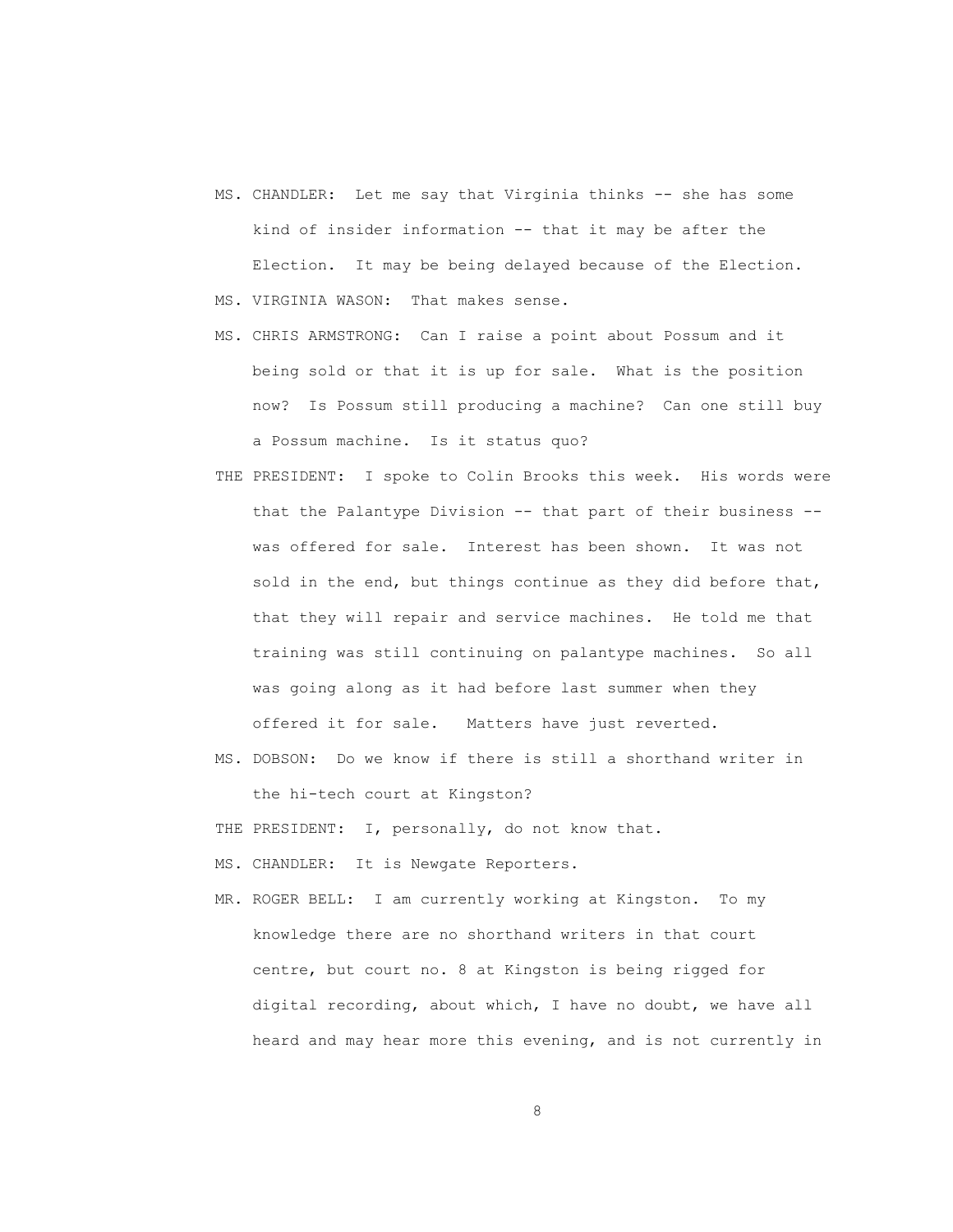MS. CHANDLER: Let me say that Virginia thinks -- she has some kind of insider information -- that it may be after the Election. It may be being delayed because of the Election.

MS. VIRGINIA WASON: That makes sense.

MS. CHRIS ARMSTRONG: Can I raise a point about Possum and it being sold or that it is up for sale. What is the position now? Is Possum still producing a machine? Can one still buy a Possum machine. Is it status quo?

THE PRESIDENT: I spoke to Colin Brooks this week. His words were that the Palantype Division -- that part of their business -- was offered for sale. Interest has been shown. It was not sold in the end, but things continue as they did before that, that they will repair and service machines. He told me that training was still continuing on palantype machines. So all was going along as it had before last summer when they offered it for sale. Matters have just reverted.

MS. DOBSON: Do we know if there is still a shorthand writer in the hi-tech court at Kingston?

THE PRESIDENT: I, personally, do not know that.

MS. CHANDLER: It is Newgate Reporters.

MR. ROGER BELL: I am currently working at Kingston. To my knowledge there are no shorthand writers in that court centre, but court no. 8 at Kingston is being rigged for digital recording, about which, I have no doubt, we have all heard and may hear more this evening, and is not currently in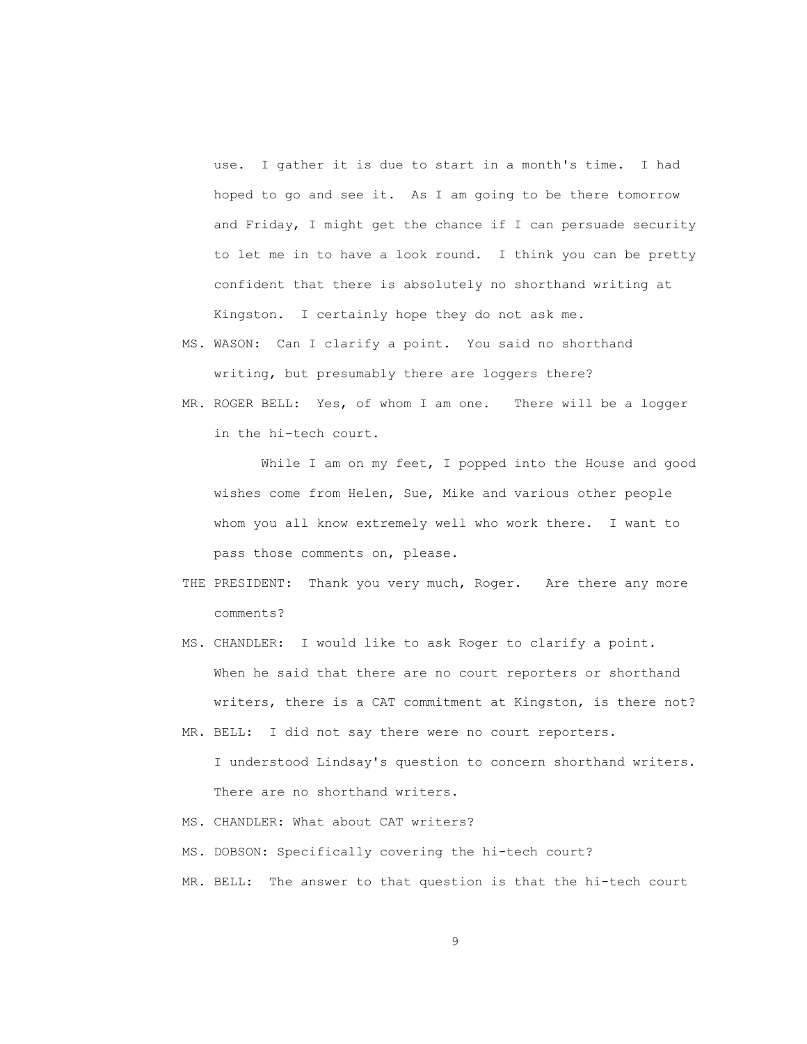use. I gather it is due to start in a month's time. I had hoped to go and see it. As I am going to be there tomorrow and Friday, I might get the chance if I can persuade security to let me in to have a look round. I think you can be pretty confident that there is absolutely no shorthand writing at Kingston. I certainly hope they do not ask me.

MS. WASON: Can I clarify a point. You said no shorthand writing, but presumably there are loggers there?

MR. ROGER BELL: Yes, of whom I am one. There will be a logger in the hi-tech court.

While I am on my feet, I popped into the House and good wishes come from Helen, Sue, Mike and various other people whom you all know extremely well who work there. I want to pass those comments on, please.

THE PRESIDENT: Thank you very much, Roger. Are there any more comments?

MS. CHANDLER: I would like to ask Roger to clarify a point. When he said that there are no court reporters or shorthand writers, there is a CAT commitment at Kingston, is there not?

MR. BELL: I did not say there were no court reporters. I understood Lindsay's question to concern shorthand writers. There are no shorthand writers.

MS. CHANDLER: What about CAT writers?

MS. DOBSON: Specifically covering the hi-tech court?

MR. BELL: The answer to that question is that the hi-tech court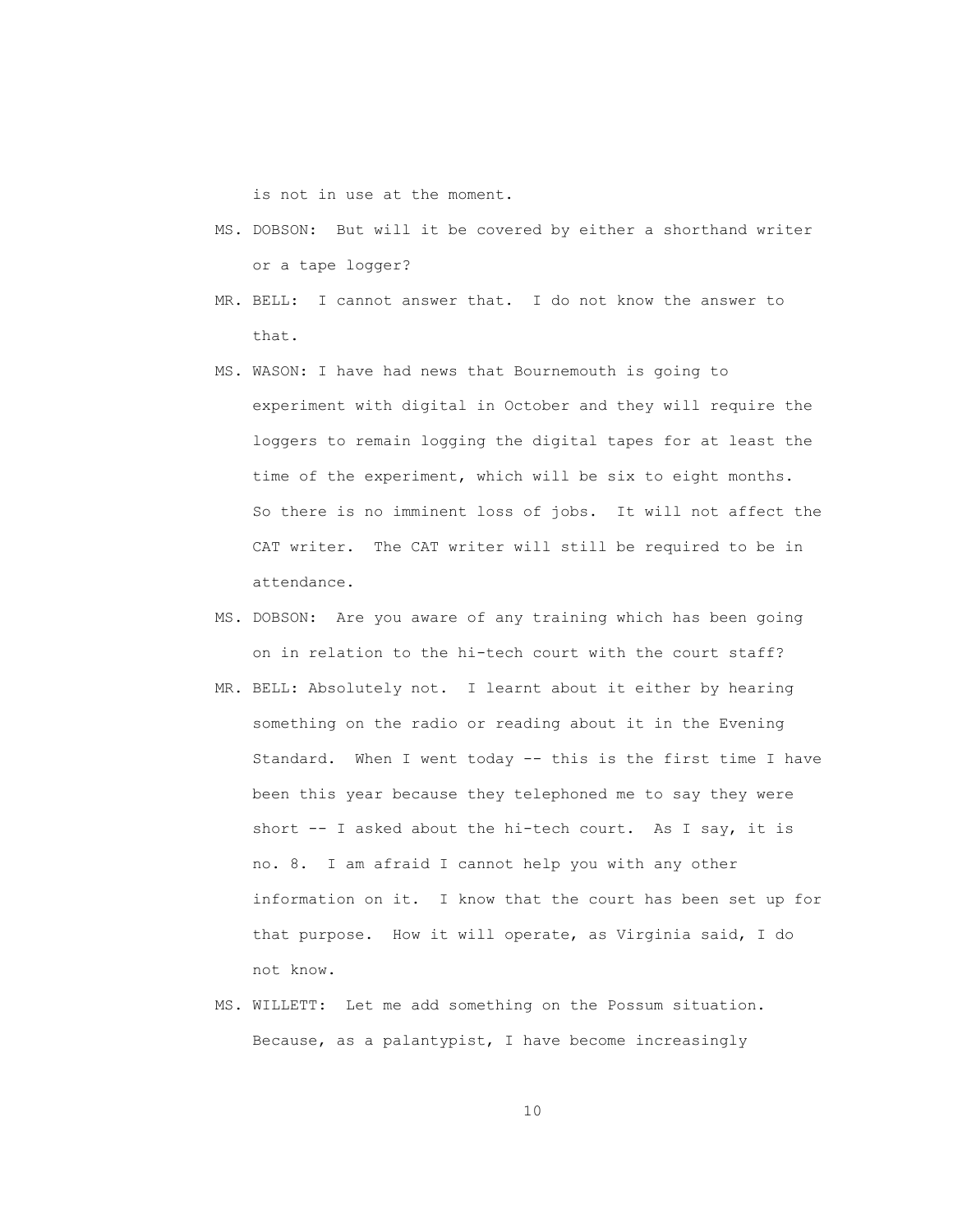is not in use at the moment.

MS. DOBSON: But will it be covered by either a shorthand writer or a tape logger?

MR. BELL: I cannot answer that. I do not know the answer to that.

MS. WASON: I have had news that Bournemouth is going to experiment with digital in October and they will require the loggers to remain logging the digital tapes for at least the time of the experiment, which will be six to eight months. So there is no imminent loss of jobs. It will not affect the CAT writer. The CAT writer will still be required to be in attendance.

MS. DOBSON: Are you aware of any training which has been going on in relation to the hi-tech court with the court staff?

MR. BELL: Absolutely not. I learnt about it either by hearing something on the radio or reading about it in the Evening Standard. When I went today -- this is the first time I have been this year because they telephoned me to say they were short -- I asked about the hi-tech court. As I say, it is no. 8. I am afraid I cannot help you with any other information on it. I know that the court has been set up for that purpose. How it will operate, as Virginia said, I do not know.

MS. WILLETT: Let me add something on the Possum situation. Because, as a palantypist, I have become increasingly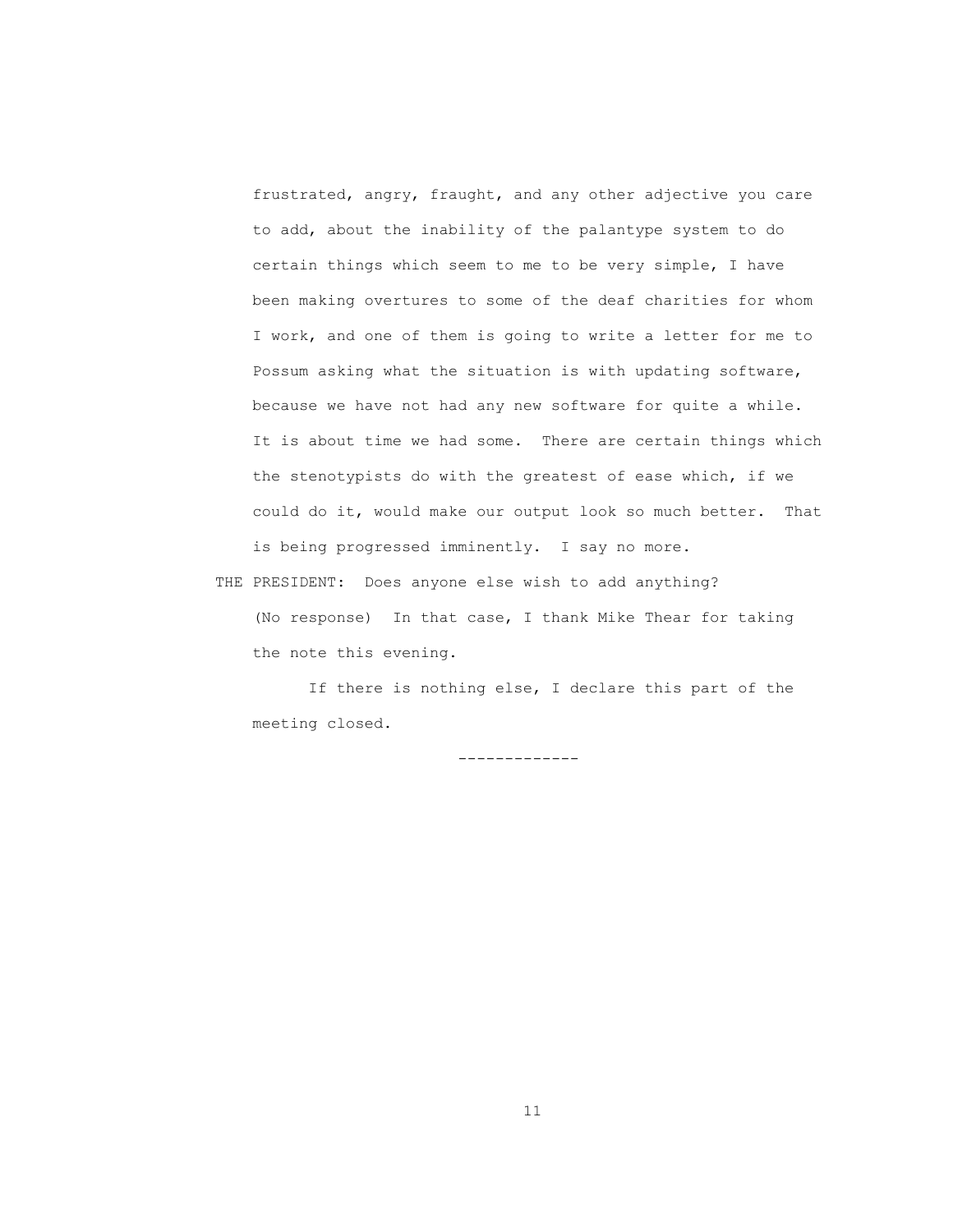frustrated, angry, fraught, and any other adjective you care to add, about the inability of the palantype system to do certain things which seem to me to be very simple, I have been making overtures to some of the deaf charities for whom I work, and one of them is going to write a letter for me to Possum asking what the situation is with updating software, because we have not had any new software for quite a while. It is about time we had some. There are certain things which the stenotypists do with the greatest of ease which, if we could do it, would make our output look so much better. That is being progressed imminently. I say no more.

THE PRESIDENT: Does anyone else wish to add anything? (No response) In that case, I thank Mike Thear for taking the note this evening.

If there is nothing else, I declare this part of the meeting closed.

-------------